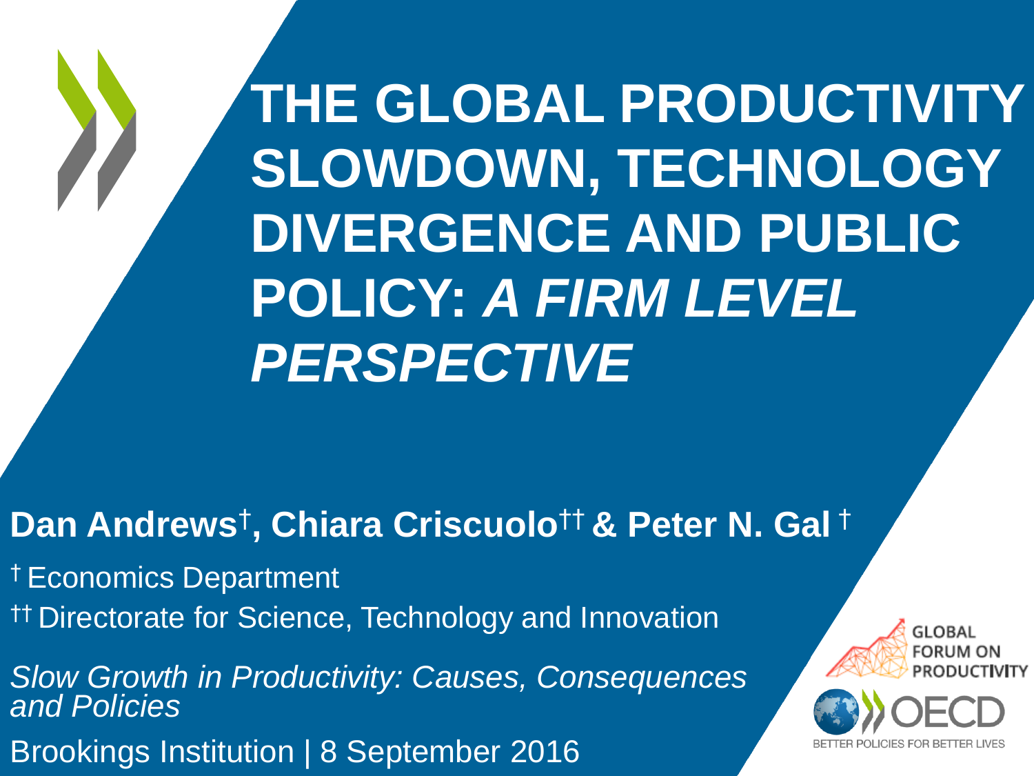# THE GLOBAL PRODUCTIVITY SLOWDOWN, TECHNOLOGY DIVERGENCE AND PUBLIC POLICY: *A FIRM LEVEL PERSPECTIVE*

**Dan Andrews[†], Chiara Criscuolo[††] & Peter N. Gal [†]**

[†] Economics Department

[††] Directorate for Science, Technology and Innovation

*Slow Growth in Productivity: Causes, Consequences and Policies*

Brookings Institution | 8 September 2016

GLOBAL FORUM ON PRODUCTIVITY

OECD

BETTER POLICIES FOR BETTER LIVES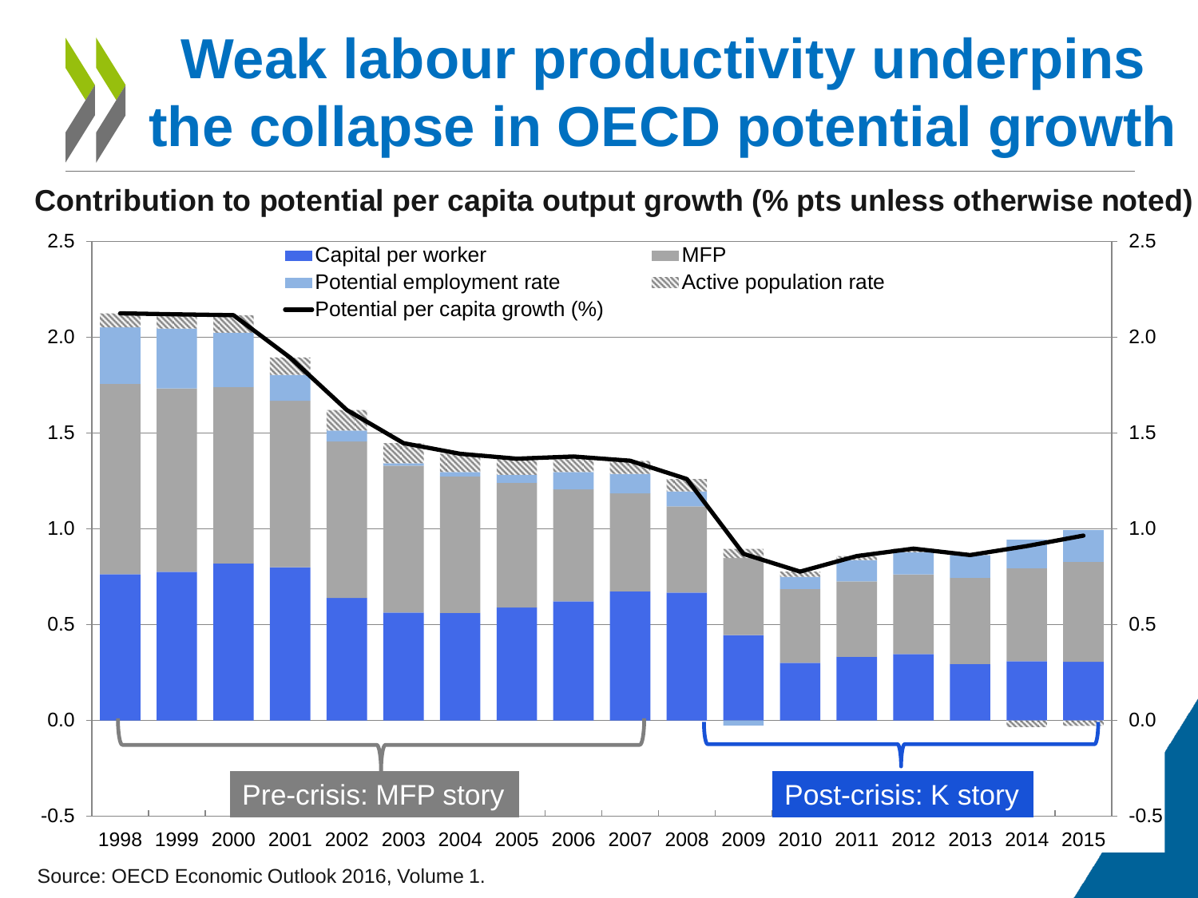# Weak labour productivity underpins the collapse in OECD potential growth

**Contribution to potential per capita output growth (% pts unless otherwise noted)**

Legend: Capital per worker; MFP; Potential employment rate; Active population rate; Potential per capita growth (%)

Pre-crisis: MFP story

Post-crisis: K story

Source: OECD Economic Outlook 2016, Volume 1.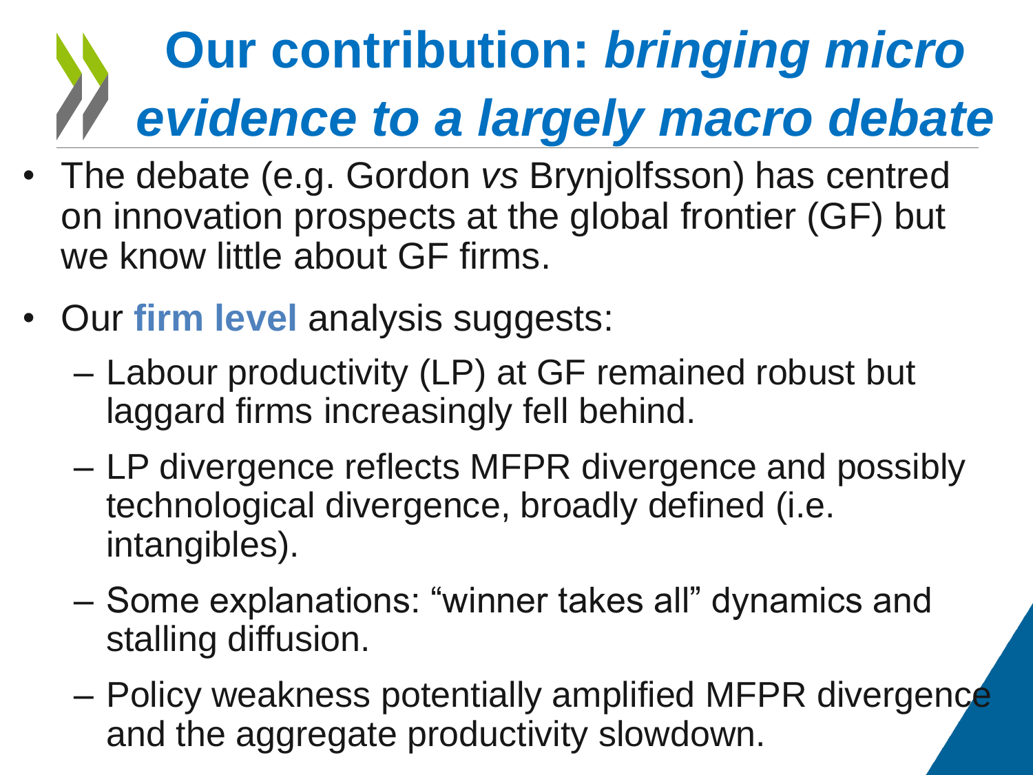# Our contribution: *bringing micro evidence to a largely macro debate*

- The debate (e.g. Gordon *vs* Brynjolfsson) has centred on innovation prospects at the global frontier (GF) but we know little about GF firms.
- Our **firm level** analysis suggests:
  - Labour productivity (LP) at GF remained robust but laggard firms increasingly fell behind.
  - LP divergence reflects MFPR divergence and possibly technological divergence, broadly defined (i.e. intangibles).
  - Some explanations: "winner takes all" dynamics and stalling diffusion.
  - Policy weakness potentially amplified MFPR divergence and the aggregate productivity slowdown.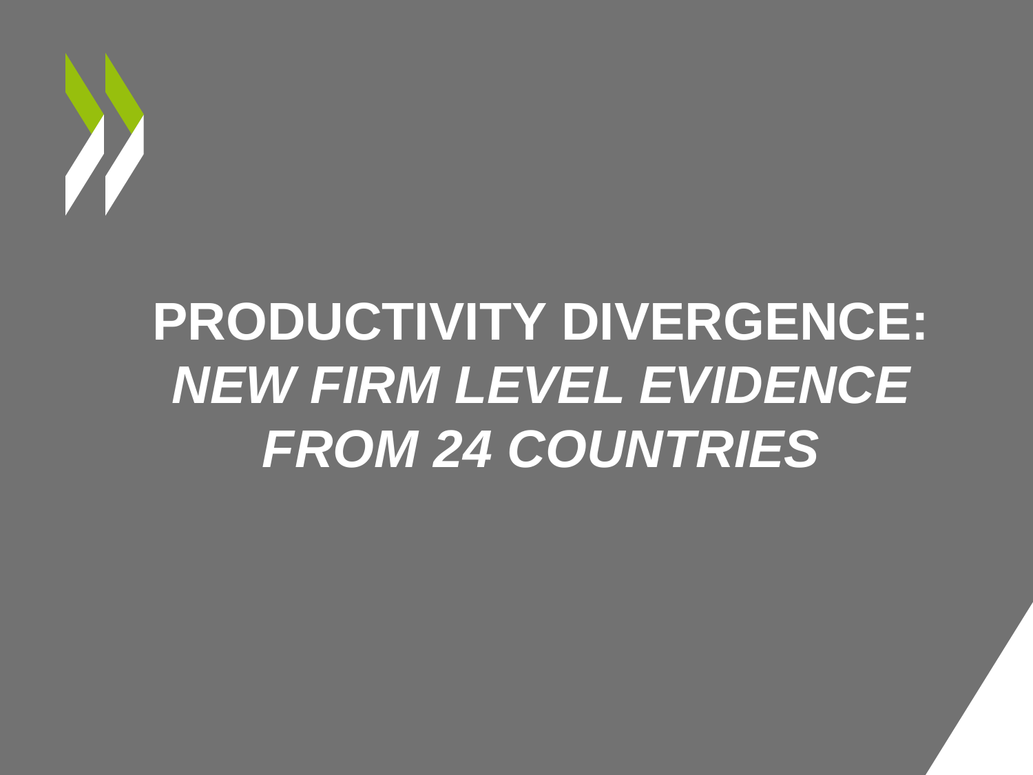# PRODUCTIVITY DIVERGENCE: *NEW FIRM LEVEL EVIDENCE FROM 24 COUNTRIES*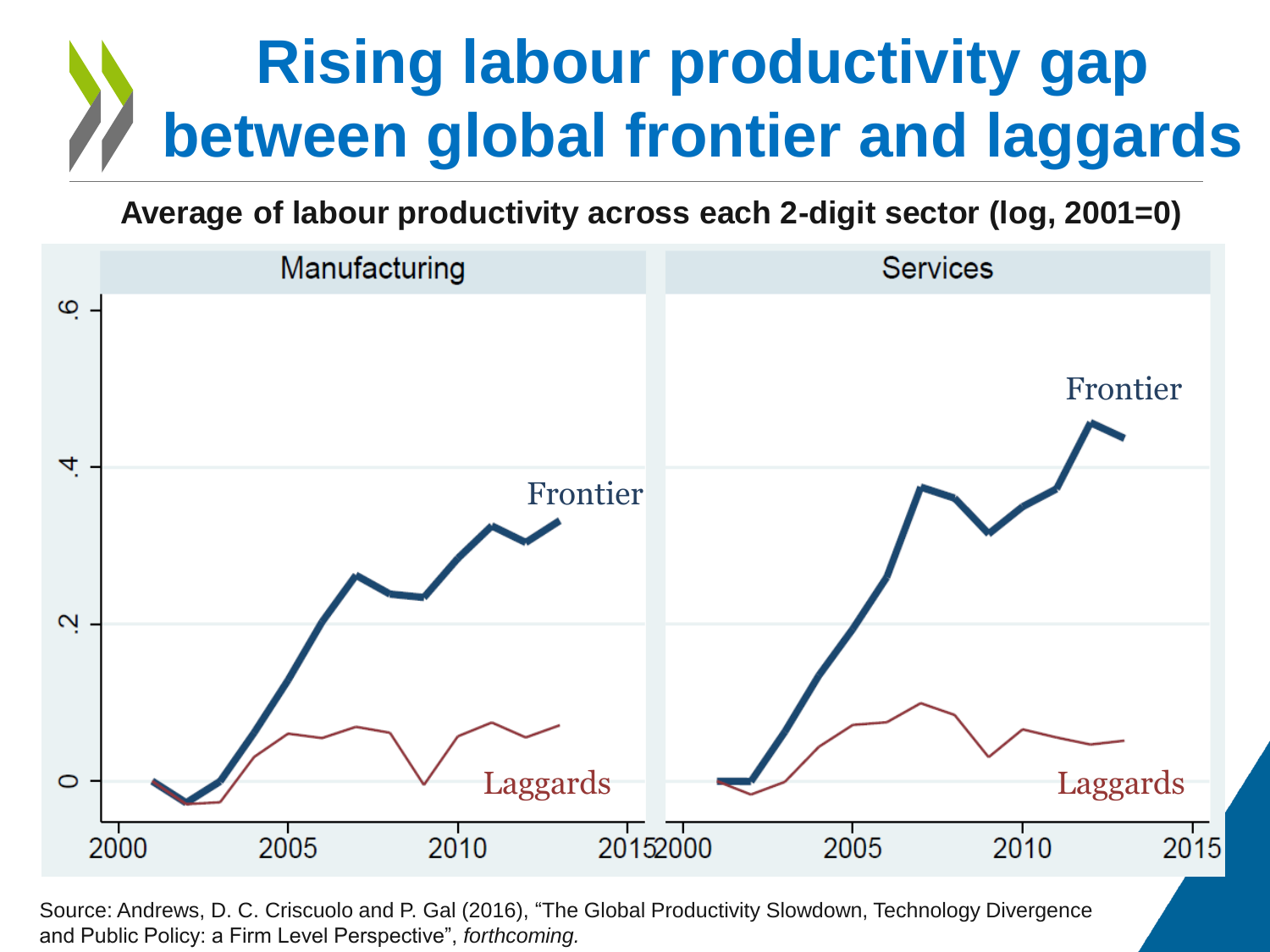# Rising labour productivity gap between global frontier and laggards

**Average of labour productivity across each 2-digit sector (log, 2001=0)**

Source: Andrews, D. C. Criscuolo and P. Gal (2016), "The Global Productivity Slowdown, Technology Divergence and Public Policy: a Firm Level Perspective", *forthcoming.*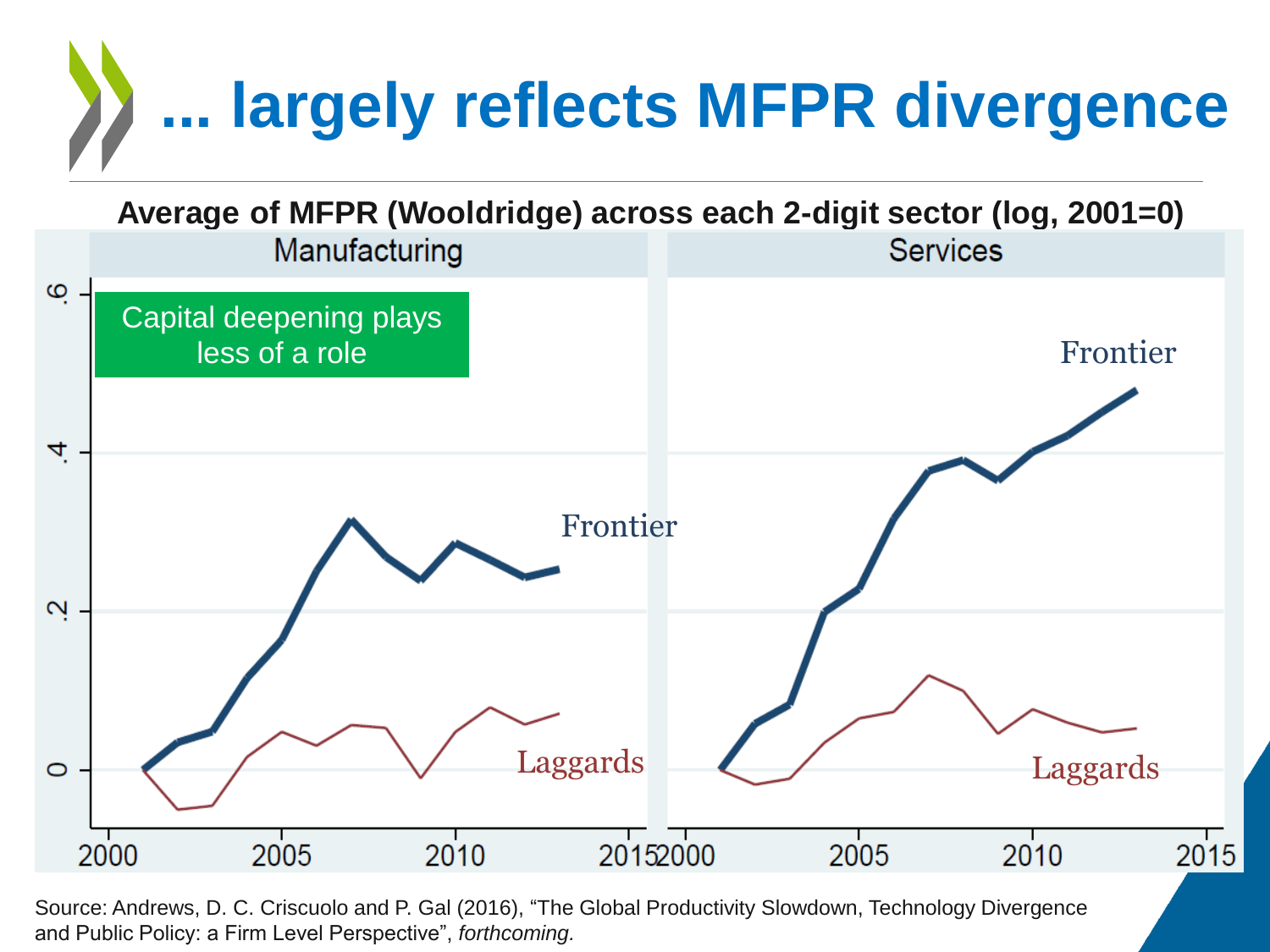# ... largely reflects MFPR divergence

**Average of MFPR (Wooldridge) across each 2-digit sector (log, 2001=0)**

Manufacturing | Services

Capital deepening plays less of a role

Frontier

Laggards

Source: Andrews, D. C. Criscuolo and P. Gal (2016), "The Global Productivity Slowdown, Technology Divergence and Public Policy: a Firm Level Perspective", *forthcoming.*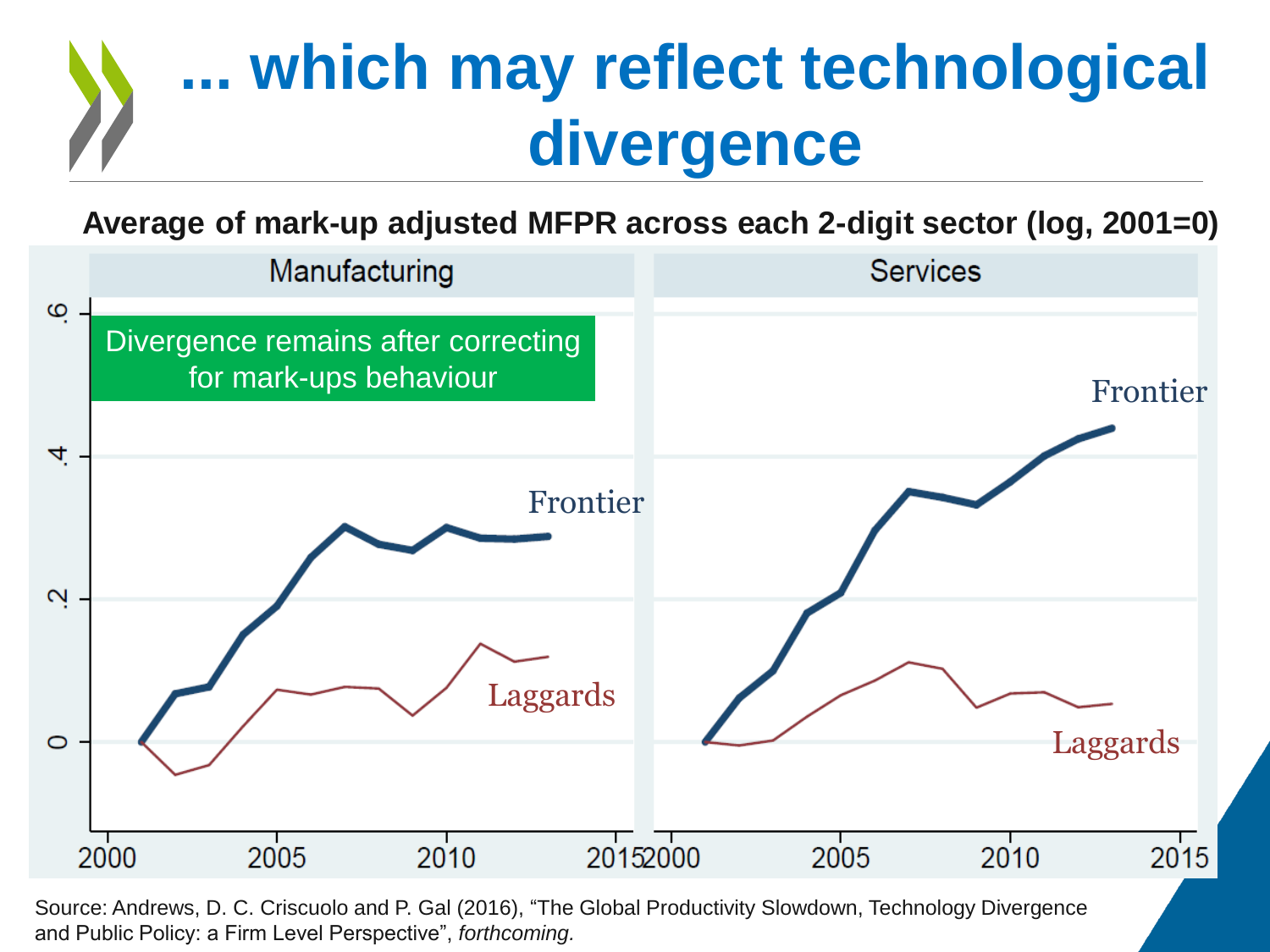# ... which may reflect technological divergence

**Average of mark-up adjusted MFPR across each 2-digit sector (log, 2001=0)**

Divergence remains after correcting for mark-ups behaviour

Source: Andrews, D. C. Criscuolo and P. Gal (2016), "The Global Productivity Slowdown, Technology Divergence and Public Policy: a Firm Level Perspective", *forthcoming.*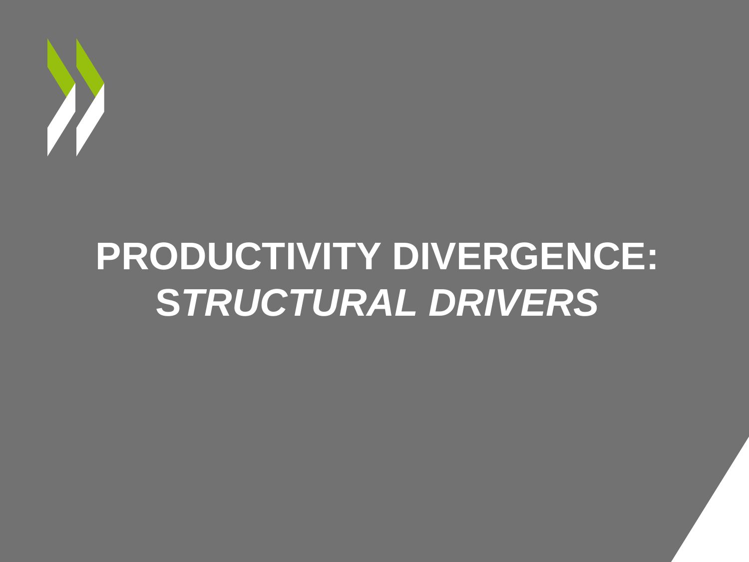# PRODUCTIVITY DIVERGENCE: *STRUCTURAL DRIVERS*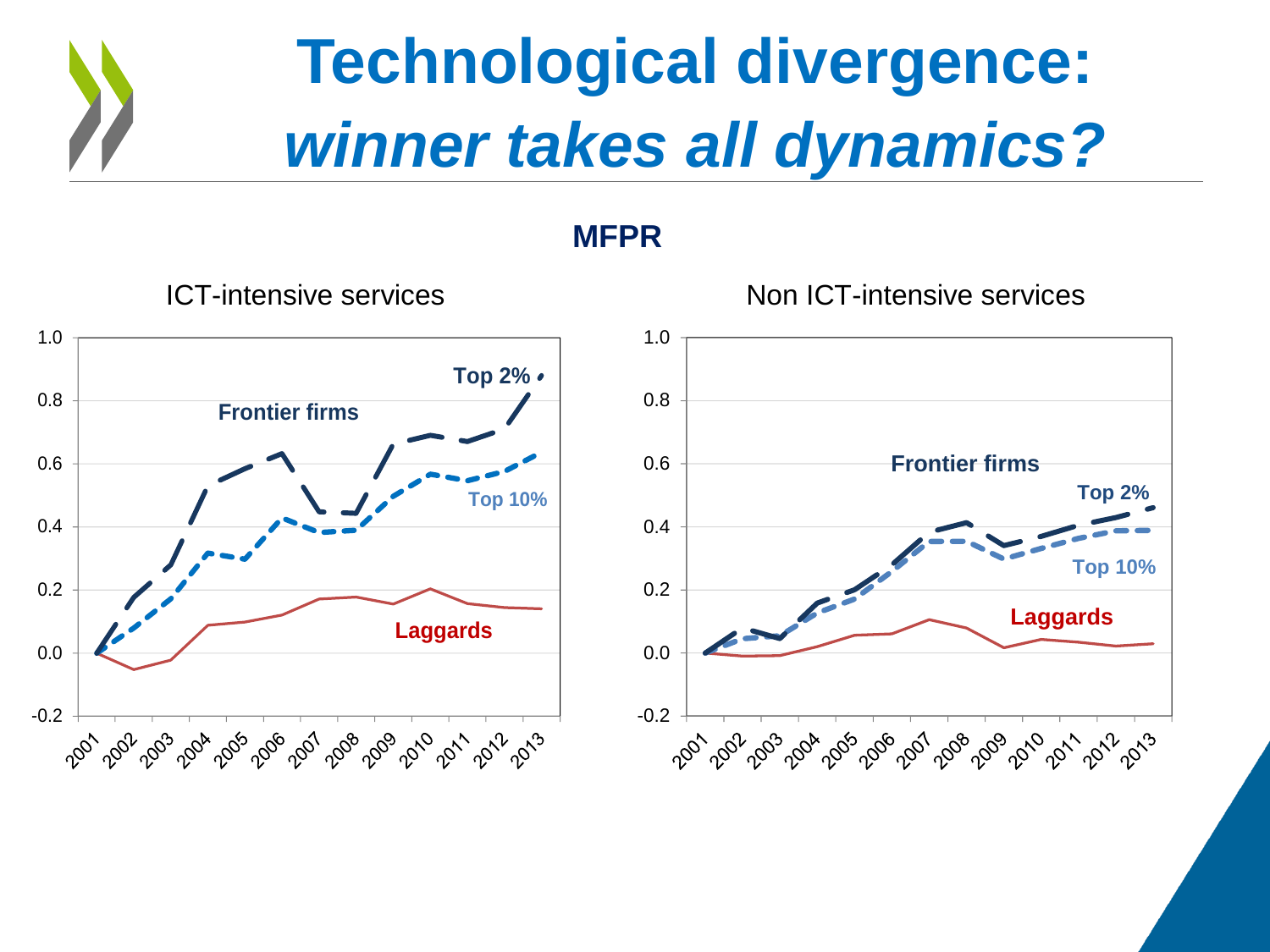# Technological divergence: *winner takes all dynamics?*

**MFPR**

ICT-intensive services

Non ICT-intensive services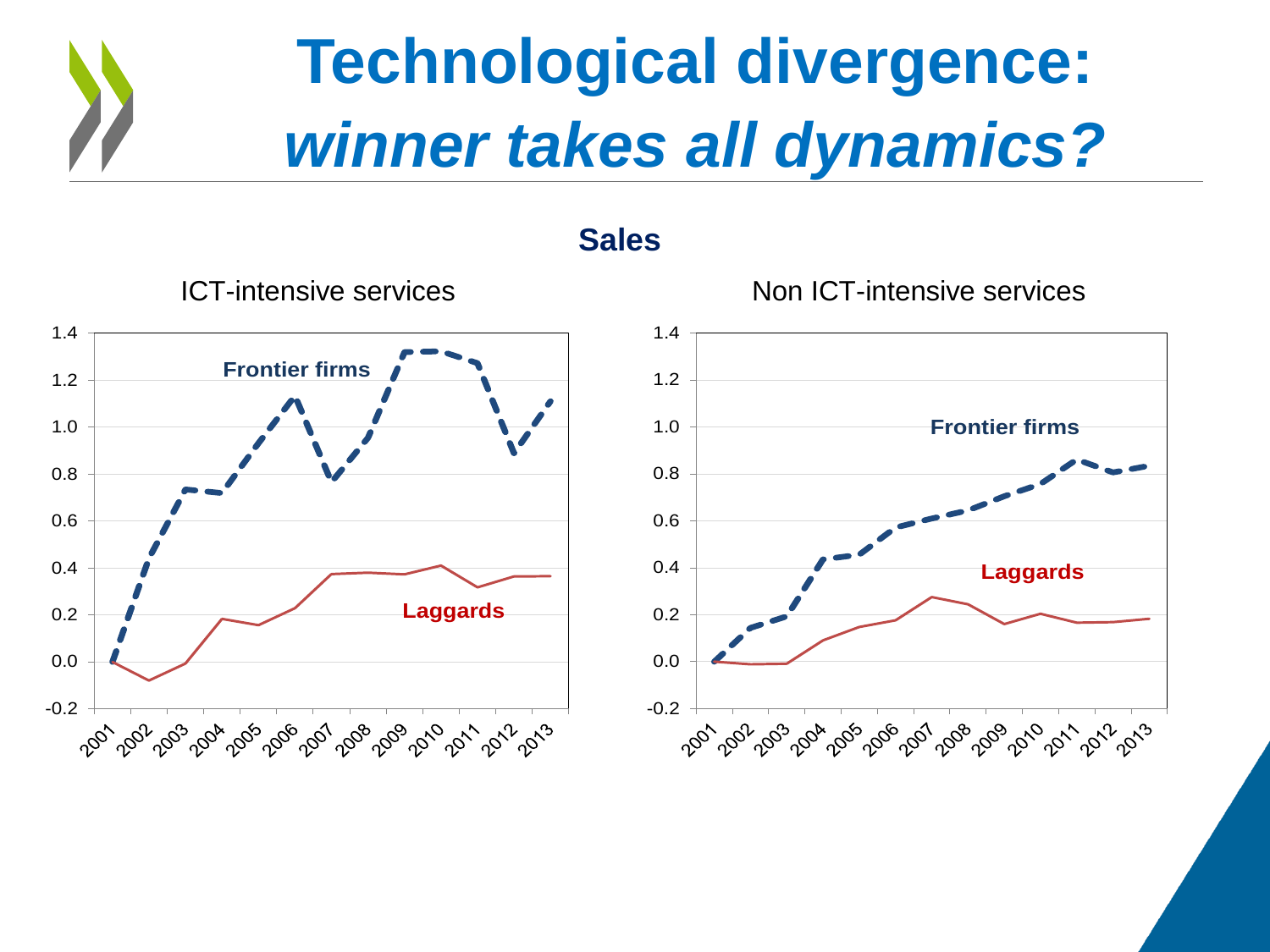# Technological divergence: *winner takes all dynamics?*

## Sales

ICT-intensive services

Non ICT-intensive services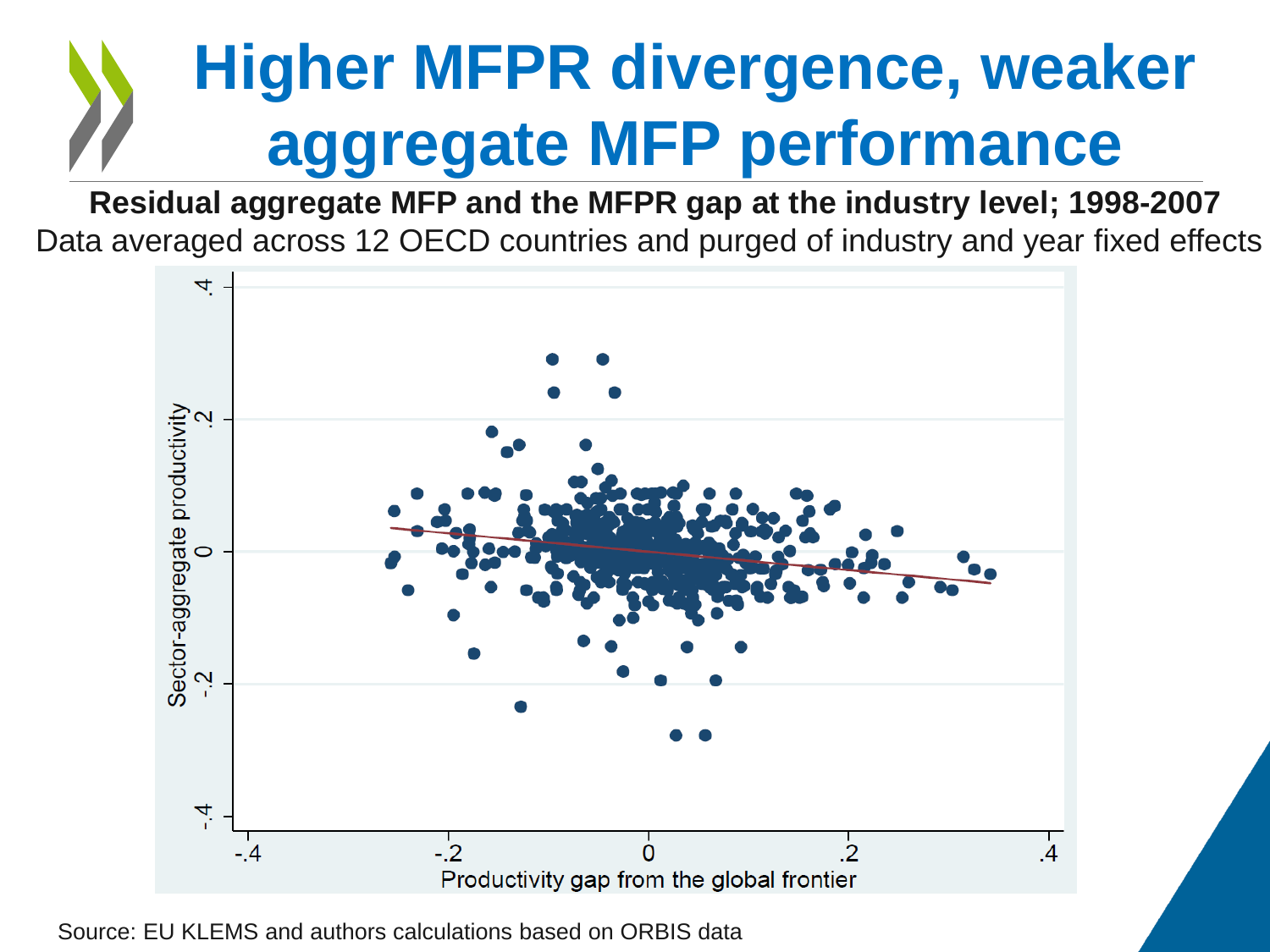# Higher MFPR divergence, weaker aggregate MFP performance

**Residual aggregate MFP and the MFPR gap at the industry level; 1998-2007**

Data averaged across 12 OECD countries and purged of industry and year fixed effects

Source: EU KLEMS and authors calculations based on ORBIS data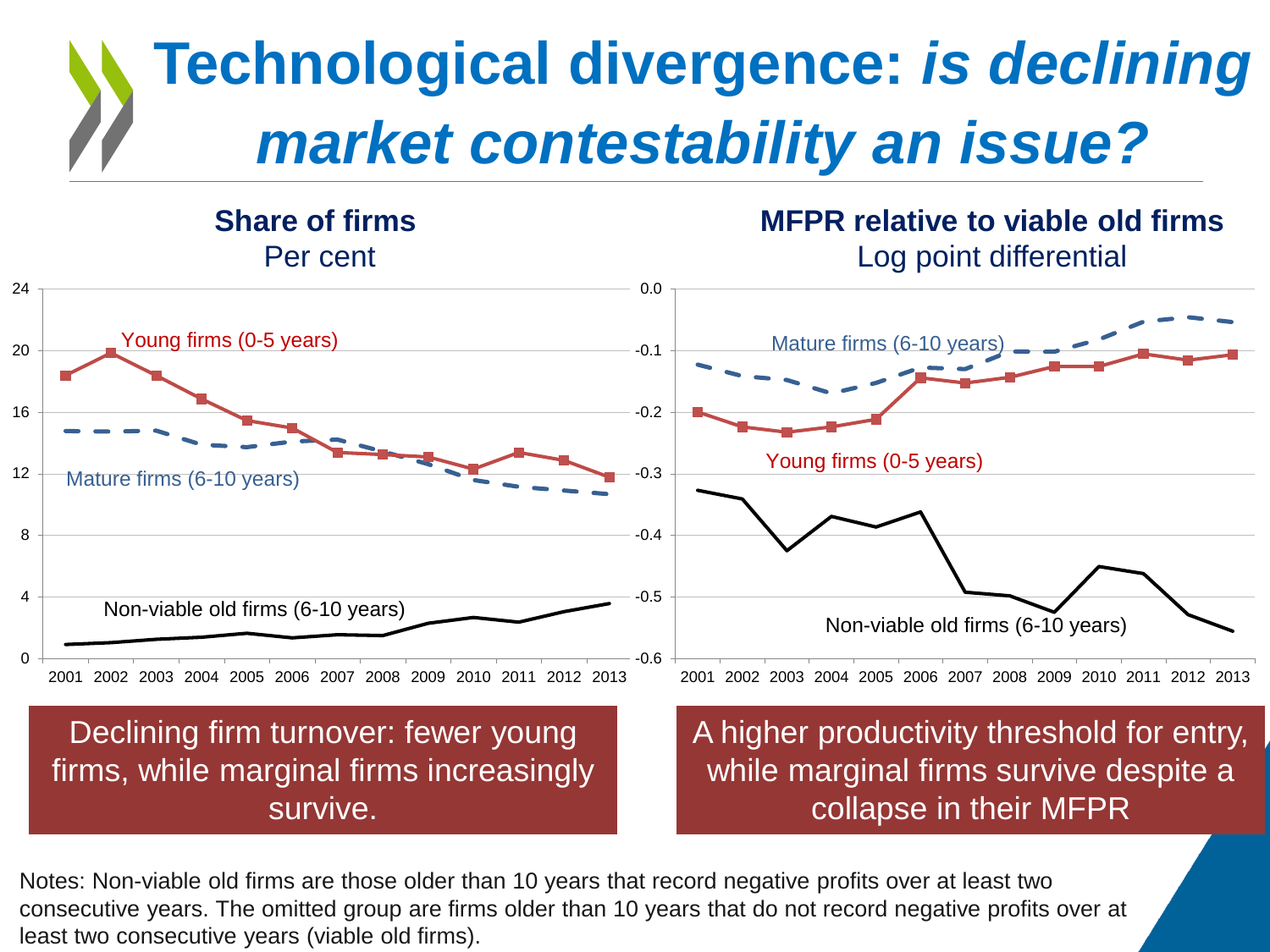# Technological divergence: *is declining market contestability an issue?*

**Share of firms**
Per cent

Young firms (0-5 years)

Mature firms (6-10 years)

Non-viable old firms (6-10 years)

**MFPR relative to viable old firms**
Log point differential

Mature firms (6-10 years)

Young firms (0-5 years)

Non-viable old firms (6-10 years)

Declining firm turnover: fewer young firms, while marginal firms increasingly survive.

A higher productivity threshold for entry, while marginal firms survive despite a collapse in their MFPR

Notes: Non-viable old firms are those older than 10 years that record negative profits over at least two consecutive years. The omitted group are firms older than 10 years that do not record negative profits over at least two consecutive years (viable old firms).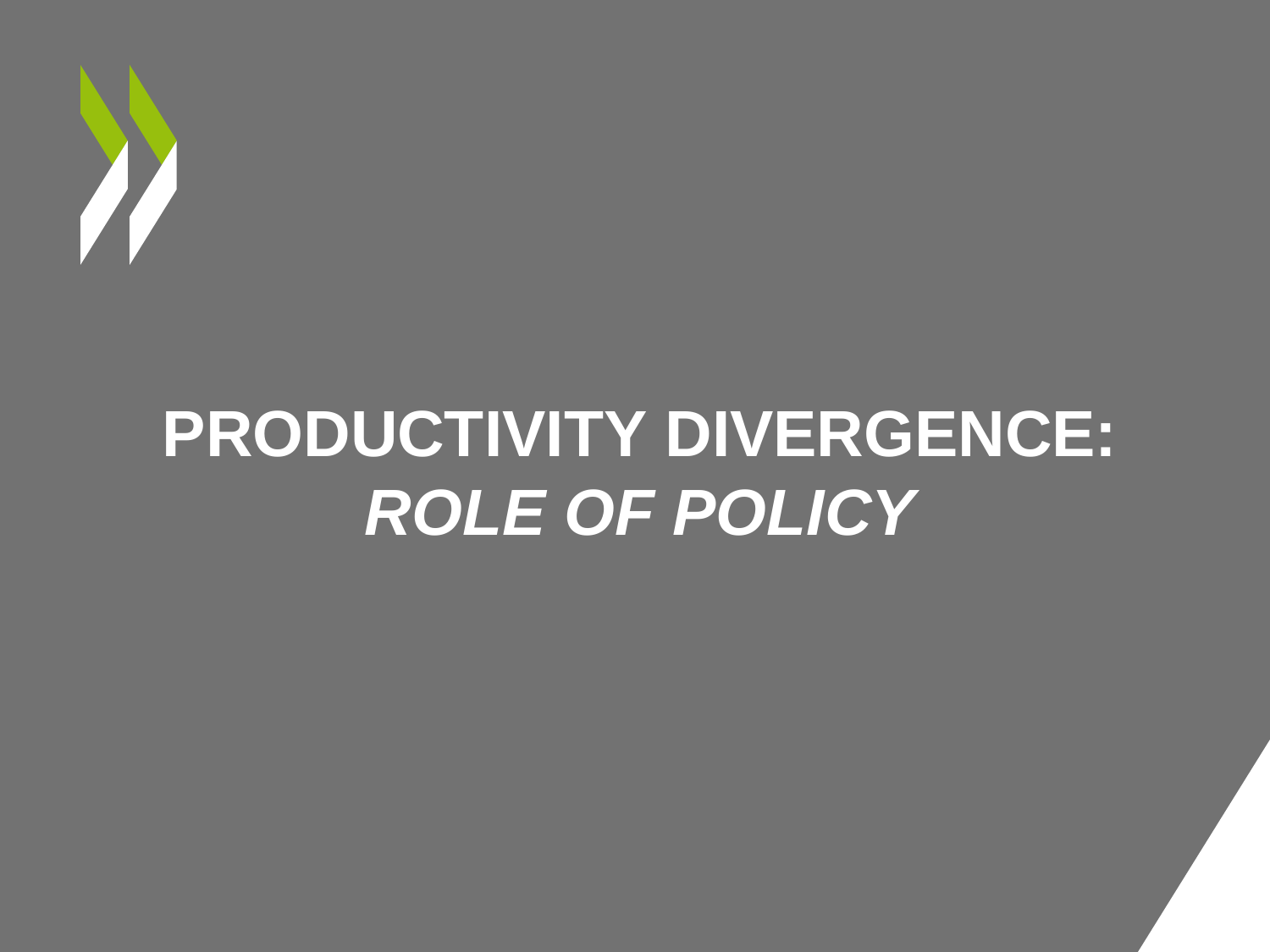# PRODUCTIVITY DIVERGENCE: *ROLE OF POLICY*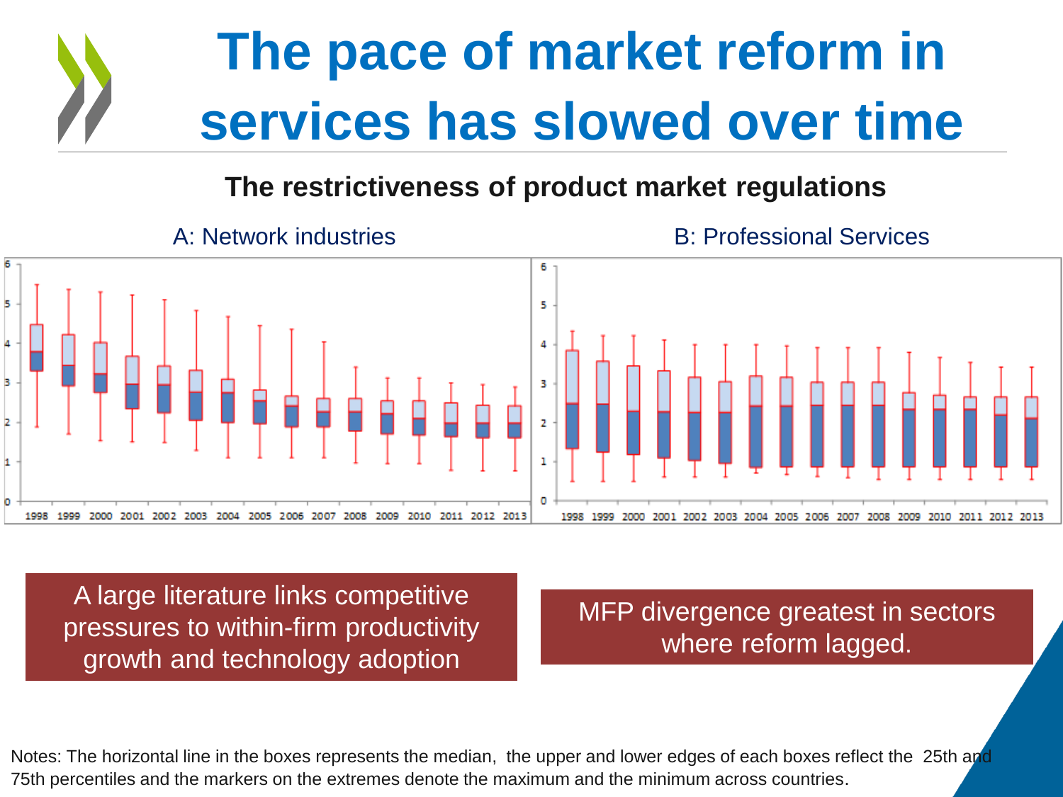# The pace of market reform in services has slowed over time

## The restrictiveness of product market regulations

A: Network industries

B: Professional Services

A large literature links competitive pressures to within-firm productivity growth and technology adoption

MFP divergence greatest in sectors where reform lagged.

Notes: The horizontal line in the boxes represents the median, the upper and lower edges of each boxes reflect the 25th and 75th percentiles and the markers on the extremes denote the maximum and the minimum across countries.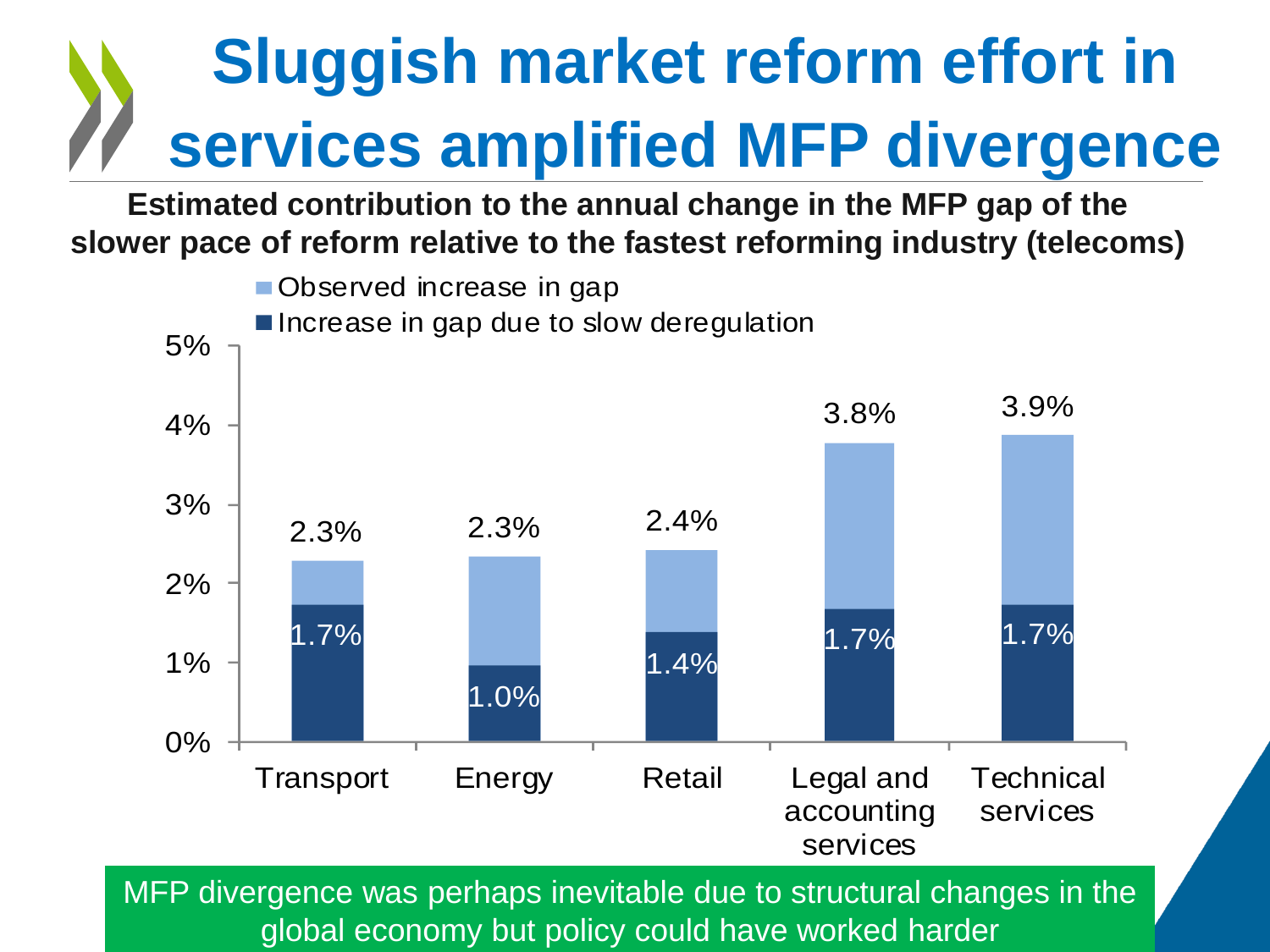# Sluggish market reform effort in services amplified MFP divergence

**Estimated contribution to the annual change in the MFP gap of the slower pace of reform relative to the fastest reforming industry (telecoms)**

| | Observed increase in gap | Increase in gap due to slow deregulation |
|---|---|---|
| Transport | 2.3% | 1.7% |
| Energy | 2.3% | 1.0% |
| Retail | 2.4% | 1.4% |
| Legal and accounting services | 3.8% | 1.7% |
| Technical services | 3.9% | 1.7% |

MFP divergence was perhaps inevitable due to structural changes in the global economy but policy could have worked harder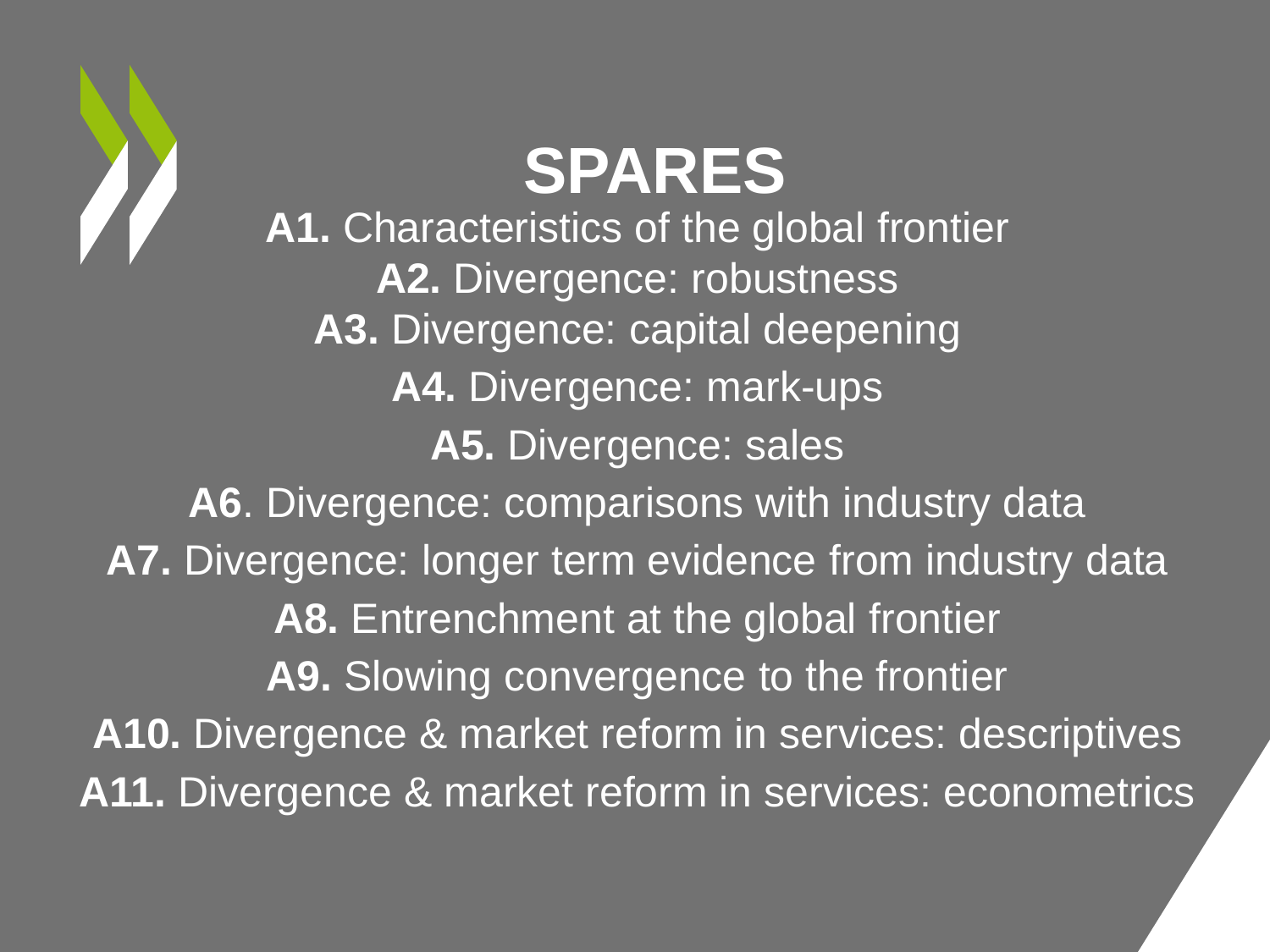# SPARES

**A1.** Characteristics of the global frontier

**A2.** Divergence: robustness

**A3.** Divergence: capital deepening

**A4.** Divergence: mark-ups

**A5.** Divergence: sales

**A6**. Divergence: comparisons with industry data

**A7.** Divergence: longer term evidence from industry data

**A8.** Entrenchment at the global frontier

**A9.** Slowing convergence to the frontier

**A10.** Divergence & market reform in services: descriptives

**A11.** Divergence & market reform in services: econometrics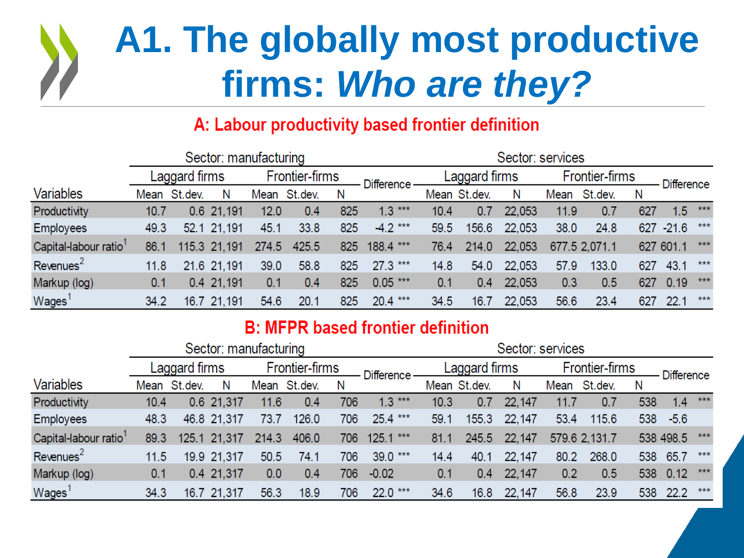# A1. The globally most productive firms: *Who are they?*

## A: Labour productivity based frontier definition

| Variables | Sector: manufacturing | | | | | | | Sector: services | | | | | | |
|---|---|---|---|---|---|---|---|---|---|---|---|---|---|---|
| | Laggard firms | | | Frontier-firms | | | Difference | Laggard firms | | | Frontier-firms | | | Difference |
| | Mean | St.dev. | N | Mean | St.dev. | N | | Mean | St.dev. | N | Mean | St.dev. | N | |
| Productivity | 10.7 | 0.6 | 21,191 | 12.0 | 0.4 | 825 | 1.3 *** | 10.4 | 0.7 | 22,053 | 11.9 | 0.7 | 627 | 1.5 *** |
| Employees | 49.3 | 52.1 | 21,191 | 45.1 | 33.8 | 825 | -4.2 *** | 59.5 | 156.6 | 22,053 | 38.0 | 24.8 | 627 | -21.6 *** |
| Capital-labour ratio[1] | 86.1 | 115.3 | 21,191 | 274.5 | 425.5 | 825 | 188.4 *** | 76.4 | 214.0 | 22,053 | 677.5 | 2,071.1 | 627 | 601.1 *** |
| Revenues[2] | 11.8 | 21.6 | 21,191 | 39.0 | 58.8 | 825 | 27.3 *** | 14.8 | 54.0 | 22,053 | 57.9 | 133.0 | 627 | 43.1 *** |
| Markup (log) | 0.1 | 0.4 | 21,191 | 0.1 | 0.4 | 825 | 0.05 *** | 0.1 | 0.4 | 22,053 | 0.3 | 0.5 | 627 | 0.19 *** |
| Wages[1] | 34.2 | 16.7 | 21,191 | 54.6 | 20.1 | 825 | 20.4 *** | 34.5 | 16.7 | 22,053 | 56.6 | 23.4 | 627 | 22.1 *** |

## B: MFPR based frontier definition

| Variables | Sector: manufacturing | | | | | | | Sector: services | | | | | | |
|---|---|---|---|---|---|---|---|---|---|---|---|---|---|---|
| | Laggard firms | | | Frontier-firms | | | Difference | Laggard firms | | | Frontier-firms | | | Difference |
| | Mean | St.dev. | N | Mean | St.dev. | N | | Mean | St.dev. | N | Mean | St.dev. | N | |
| Productivity | 10.4 | 0.6 | 21,317 | 11.6 | 0.4 | 706 | 1.3 *** | 10.3 | 0.7 | 22,147 | 11.7 | 0.7 | 538 | 1.4 *** |
| Employees | 48.3 | 46.8 | 21,317 | 73.7 | 126.0 | 706 | 25.4 *** | 59.1 | 155.3 | 22,147 | 53.4 | 115.6 | 538 | -5.6 |
| Capital-labour ratio[1] | 89.3 | 125.1 | 21,317 | 214.3 | 406.0 | 706 | 125.1 *** | 81.1 | 245.5 | 22,147 | 579.6 | 2,131.7 | 538 | 498.5 *** |
| Revenues[2] | 11.5 | 19.9 | 21,317 | 50.5 | 74.1 | 706 | 39.0 *** | 14.4 | 40.1 | 22,147 | 80.2 | 268.0 | 538 | 65.7 *** |
| Markup (log) | 0.1 | 0.4 | 21,317 | 0.0 | 0.4 | 706 | -0.02 | 0.1 | 0.4 | 22,147 | 0.2 | 0.5 | 538 | 0.12 *** |
| Wages[1] | 34.3 | 16.7 | 21,317 | 56.3 | 18.9 | 706 | 22.0 *** | 34.6 | 16.8 | 22,147 | 56.8 | 23.9 | 538 | 22.2 *** |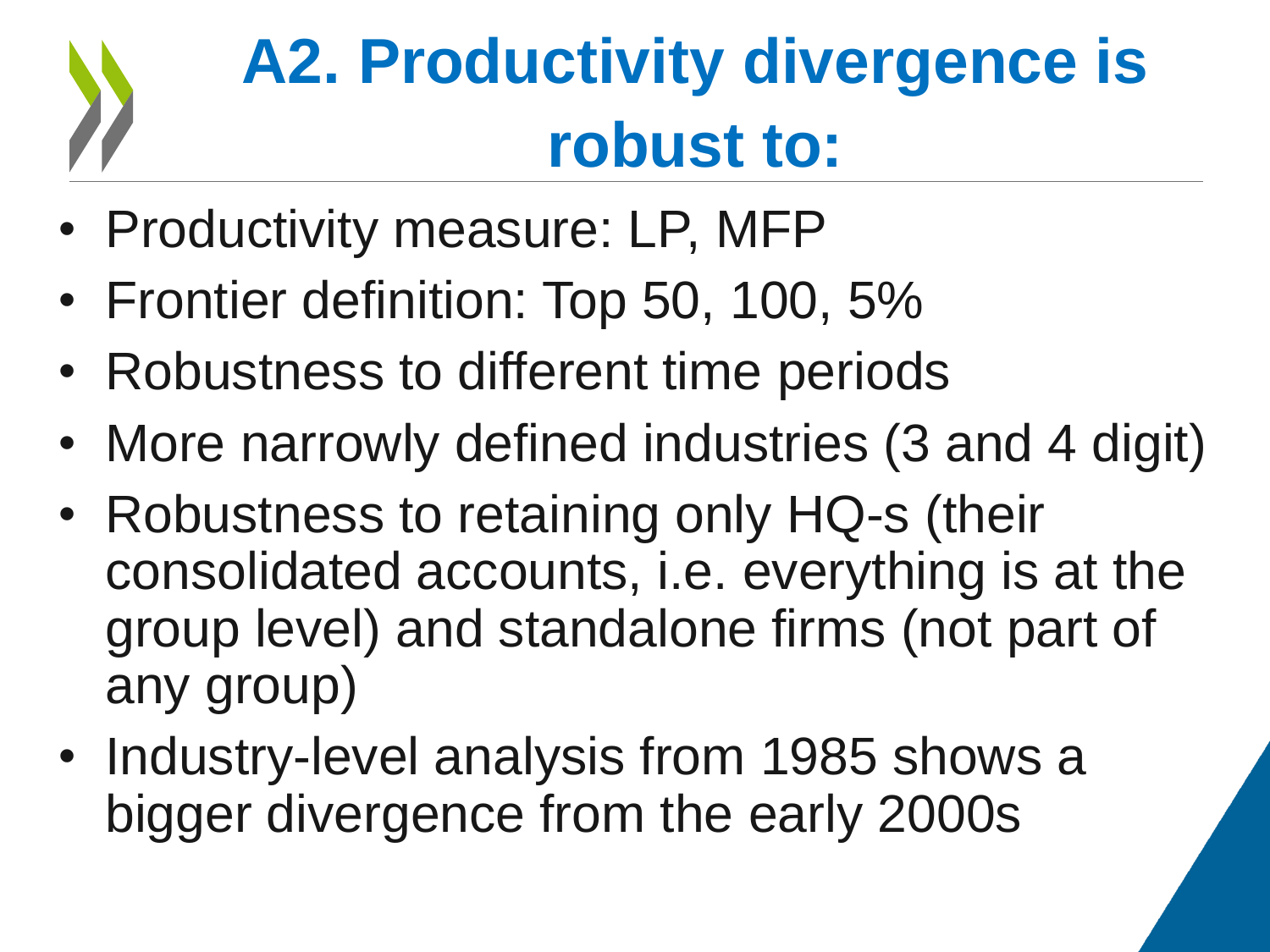# A2. Productivity divergence is robust to:

- Productivity measure: LP, MFP
- Frontier definition: Top 50, 100, 5%
- Robustness to different time periods
- More narrowly defined industries (3 and 4 digit)
- Robustness to retaining only HQ-s (their consolidated accounts, i.e. everything is at the group level) and standalone firms (not part of any group)
- Industry-level analysis from 1985 shows a bigger divergence from the early 2000s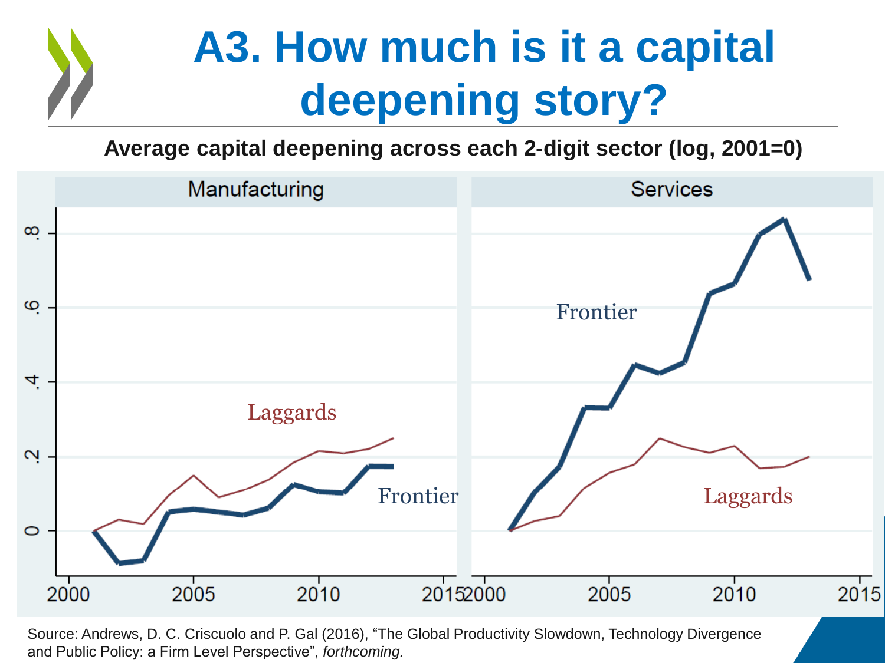# A3. How much is it a capital deepening story?

**Average capital deepening across each 2-digit sector (log, 2001=0)**

Manufacturing | Services

Laggards | Frontier | Frontier | Laggards

Source: Andrews, D. C. Criscuolo and P. Gal (2016), “The Global Productivity Slowdown, Technology Divergence and Public Policy: a Firm Level Perspective”, *forthcoming.*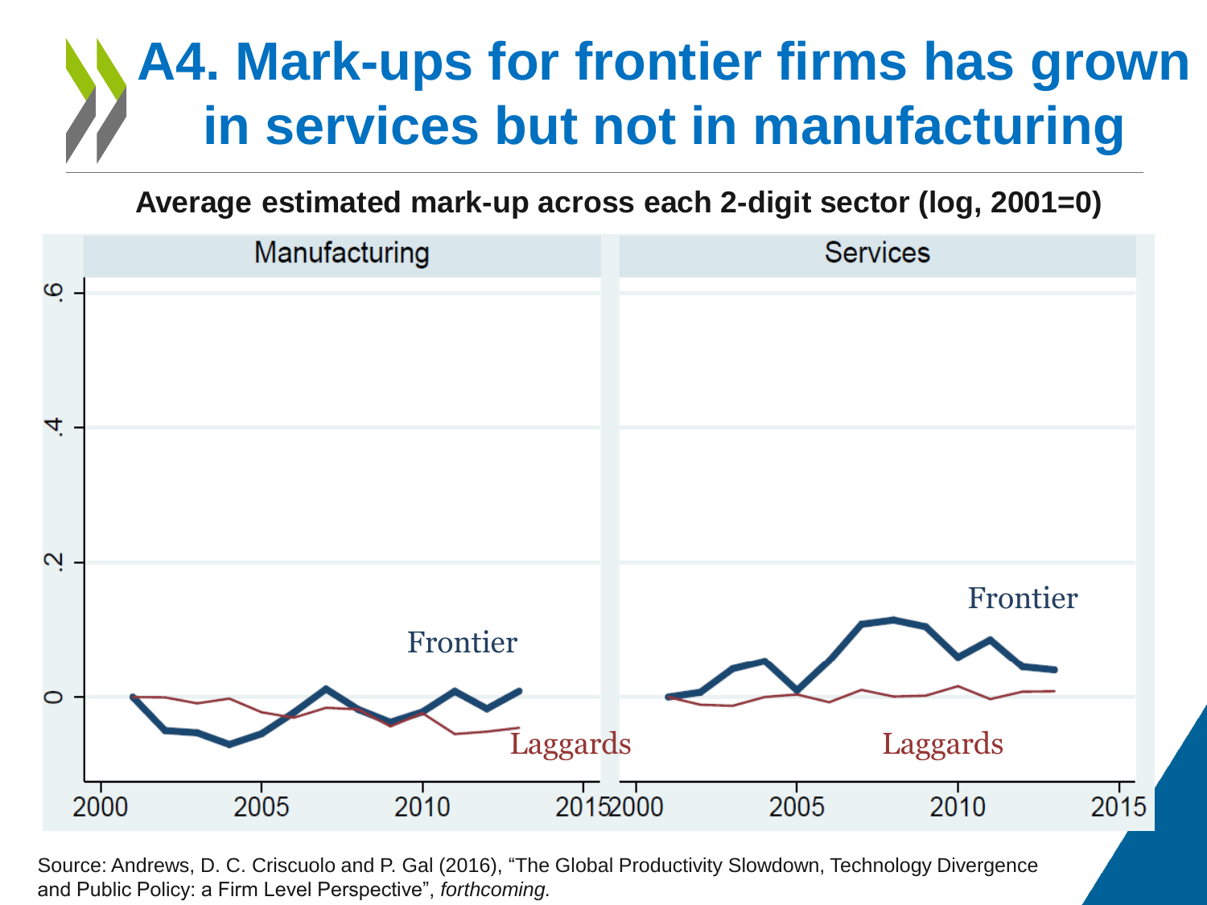# A4. Mark-ups for frontier firms has grown in services but not in manufacturing

**Average estimated mark-up across each 2-digit sector (log, 2001=0)**

Manufacturing | Services

Frontier

Laggards

Source: Andrews, D. C. Criscuolo and P. Gal (2016), "The Global Productivity Slowdown, Technology Divergence and Public Policy: a Firm Level Perspective", *forthcoming.*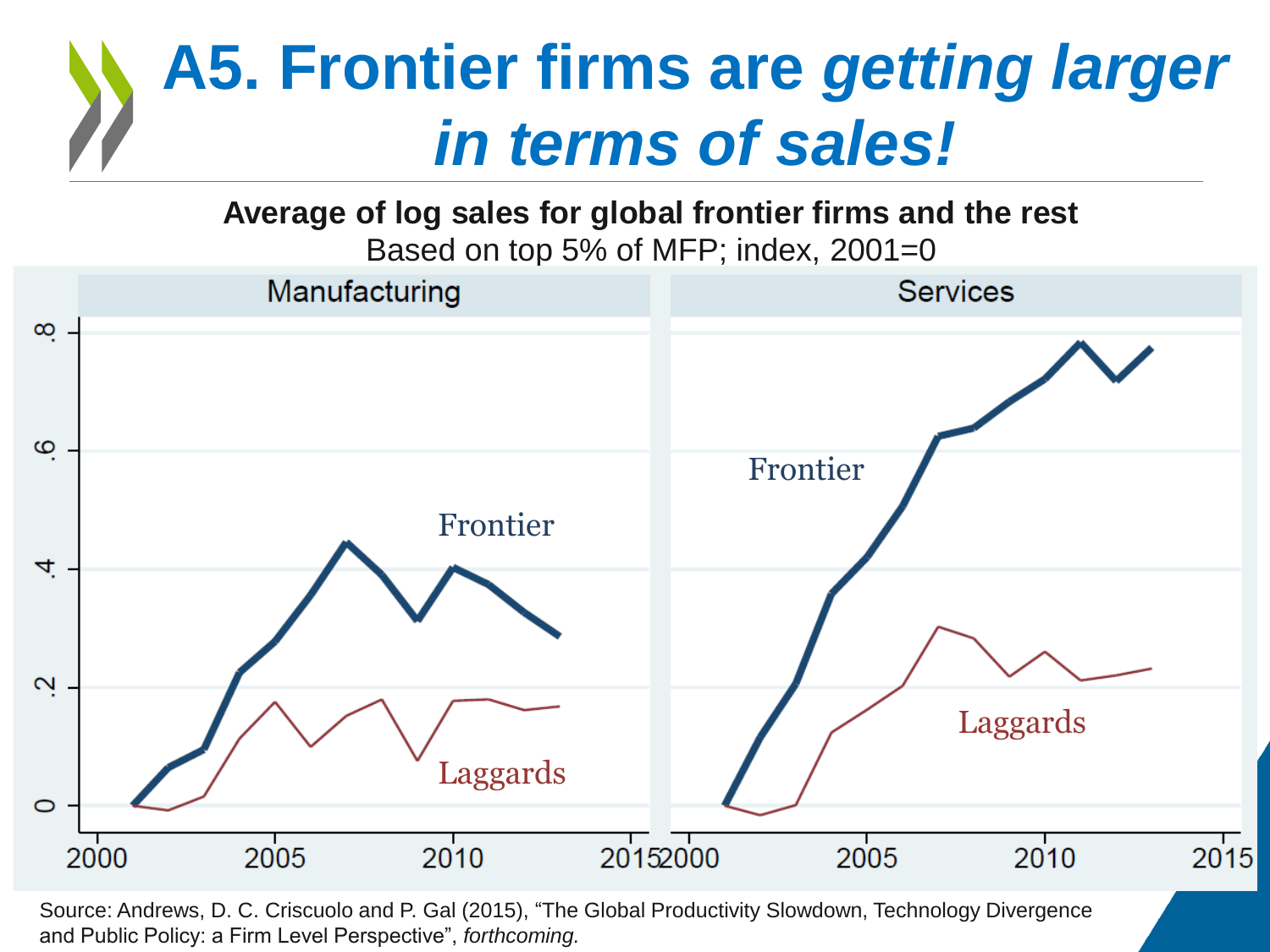# A5. Frontier firms are *getting larger in terms of sales!*

**Average of log sales for global frontier firms and the rest**

Based on top 5% of MFP; index, 2001=0

Source: Andrews, D. C. Criscuolo and P. Gal (2015), "The Global Productivity Slowdown, Technology Divergence and Public Policy: a Firm Level Perspective", *forthcoming.*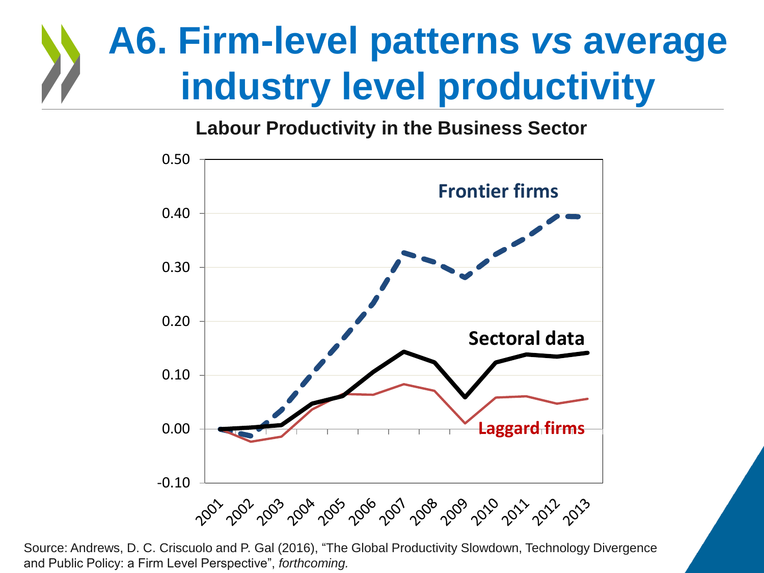# A6. Firm-level patterns *vs* average industry level productivity

**Labour Productivity in the Business Sector**

Frontier firms

Sectoral data

Laggard firms

0.50
0.40
0.30
0.20
0.10
0.00
-0.10

2001 2002 2003 2004 2005 2006 2007 2008 2009 2010 2011 2012 2013

Source: Andrews, D. C. Criscuolo and P. Gal (2016), "The Global Productivity Slowdown, Technology Divergence and Public Policy: a Firm Level Perspective", *forthcoming.*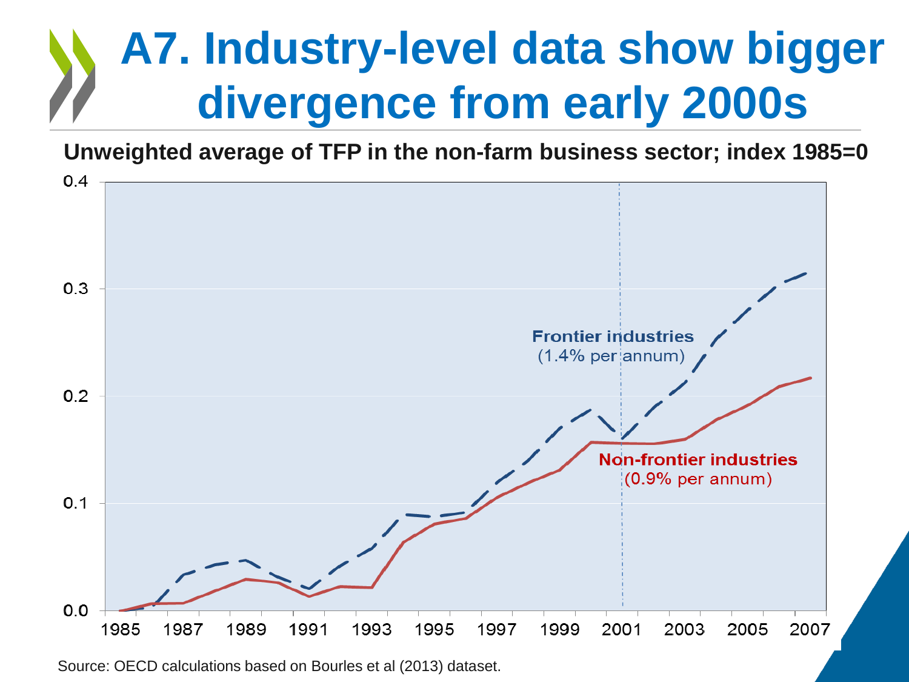# A7. Industry-level data show bigger divergence from early 2000s

**Unweighted average of TFP in the non-farm business sector; index 1985=0**

Frontier industries (1.4% per annum)

Non-frontier industries (0.9% per annum)

Source: OECD calculations based on Bourles et al (2013) dataset.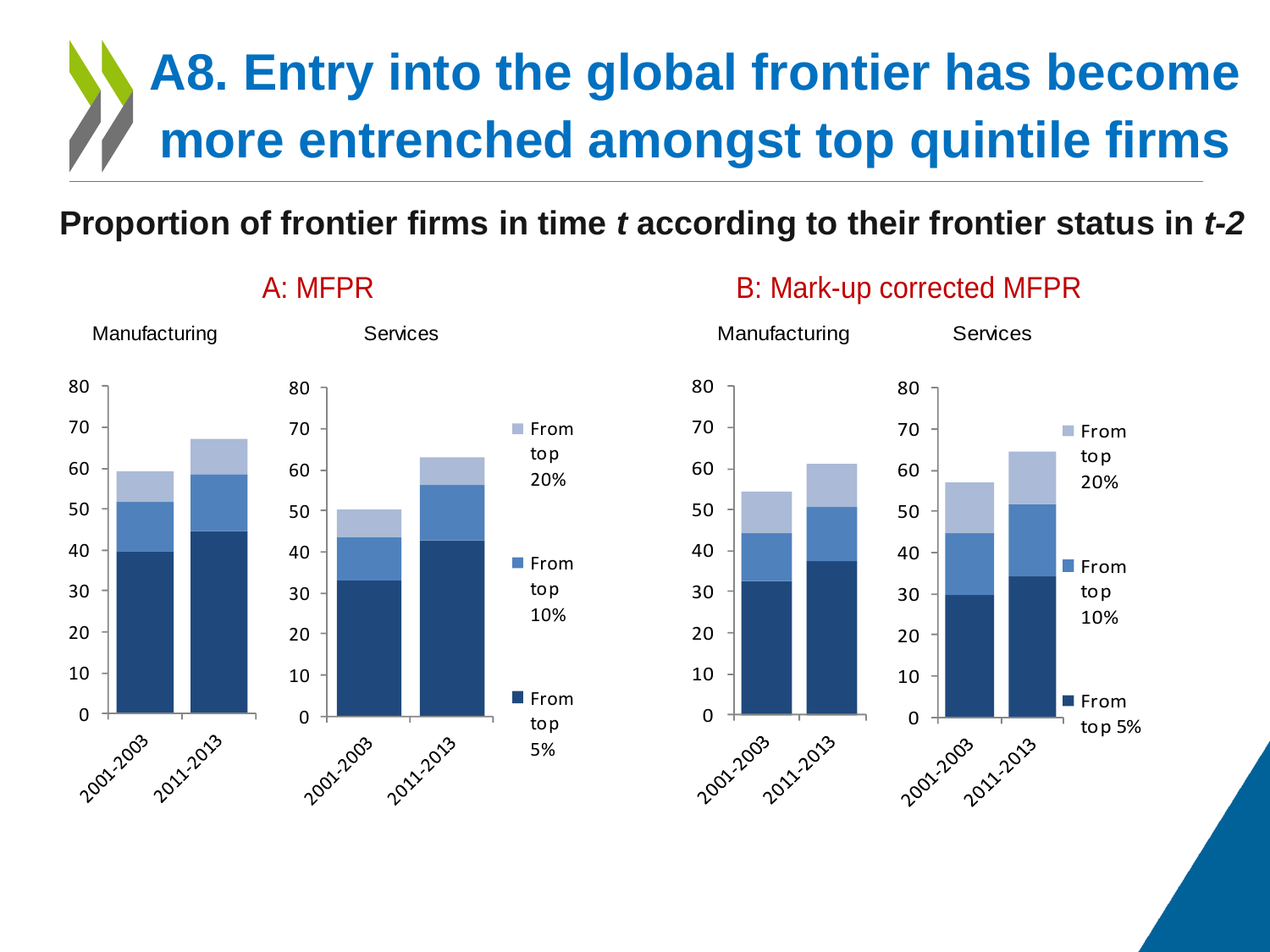# A8. Entry into the global frontier has become more entrenched amongst top quintile firms

**Proportion of frontier firms in time *t* according to their frontier status in *t-2***

A: MFPR

Manufacturing

Services

B: Mark-up corrected MFPR

Manufacturing

Services

| Panel | Sector | Period | From top 5% | From top 10% | From top 20% |
|---|---|---|---|---|---|
| A: MFPR | Manufacturing | 2001-2003 | ~40 | ~52 | ~59 |
| A: MFPR | Manufacturing | 2011-2013 | ~45 | ~59 | ~67 |
| A: MFPR | Services | 2001-2003 | ~33 | ~44 | ~50 |
| A: MFPR | Services | 2011-2013 | ~43 | ~56 | ~63 |
| B: Mark-up corrected MFPR | Manufacturing | 2001-2003 | ~33 | ~44 | ~54 |
| B: Mark-up corrected MFPR | Manufacturing | 2011-2013 | ~37 | ~51 | ~61 |
| B: Mark-up corrected MFPR | Services | 2001-2003 | ~30 | ~45 | ~57 |
| B: Mark-up corrected MFPR | Services | 2011-2013 | ~34 | ~52 | ~65 |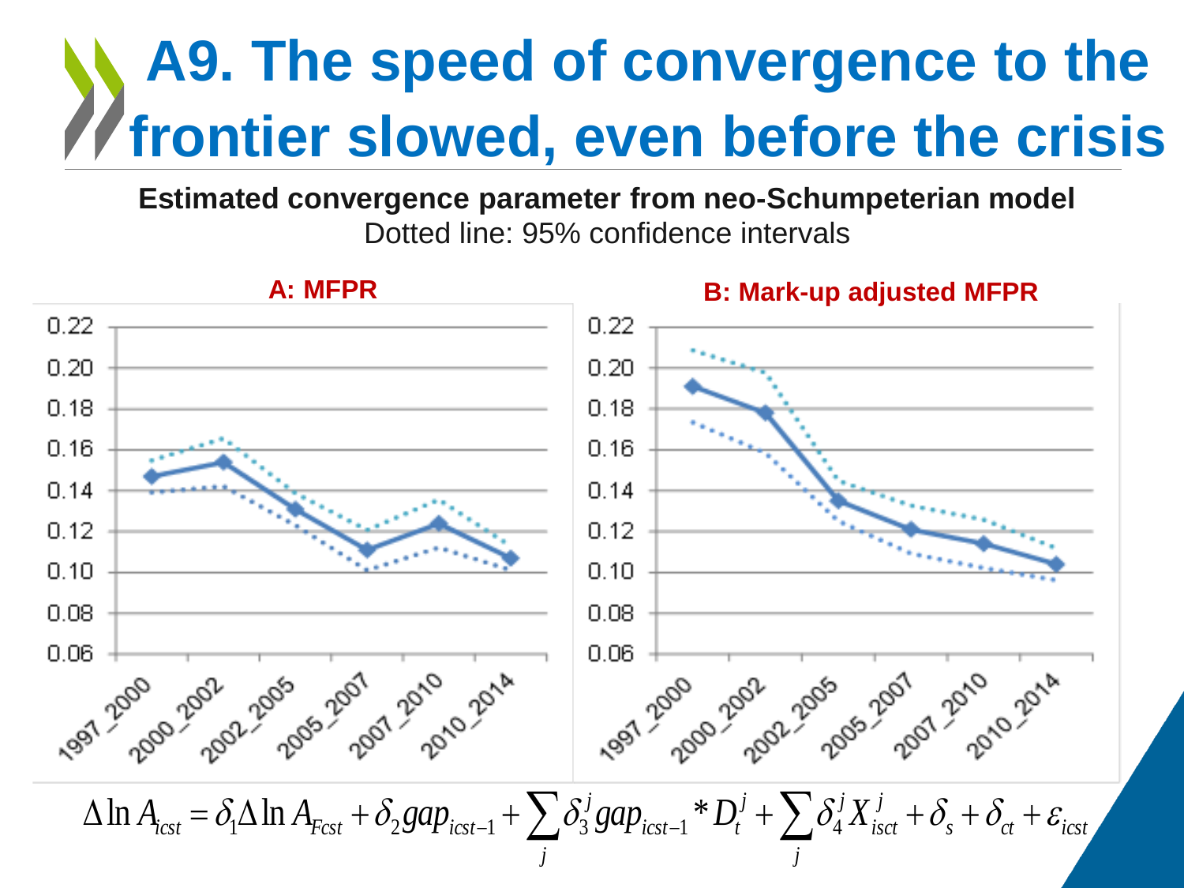# A9. The speed of convergence to the frontier slowed, even before the crisis

**Estimated convergence parameter from neo-Schumpeterian model**

Dotted line: 95% confidence intervals

**A: MFPR**

**B: Mark-up adjusted MFPR**

$$\Delta \ln A_{icst} = \delta_1 \Delta \ln A_{Fcst} + \delta_2 gap_{icst-1} + \sum_j \delta_3^j gap_{icst-1} * D_t^j + \sum_j \delta_4^j X_{isct}^j + \delta_s + \delta_{ct} + \varepsilon_{icst}$$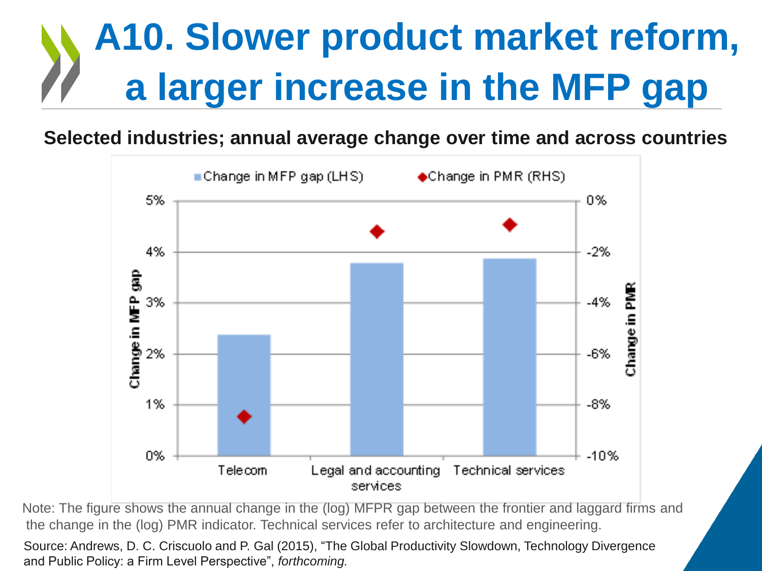# A10. Slower product market reform, a larger increase in the MFP gap

**Selected industries; annual average change over time and across countries**

| | Change in MFP gap (LHS) | Change in PMR (RHS) |
|---|---|---|
| Telecom | ~2.4% | ~-8.5% |
| Legal and accounting services | ~3.8% | ~-1.2% |
| Technical services | ~3.9% | ~-0.9% |

Note: The figure shows the annual change in the (log) MFPR gap between the frontier and laggard firms and the change in the (log) PMR indicator. Technical services refer to architecture and engineering.

Source: Andrews, D. C. Criscuolo and P. Gal (2015), "The Global Productivity Slowdown, Technology Divergence and Public Policy: a Firm Level Perspective", *forthcoming.*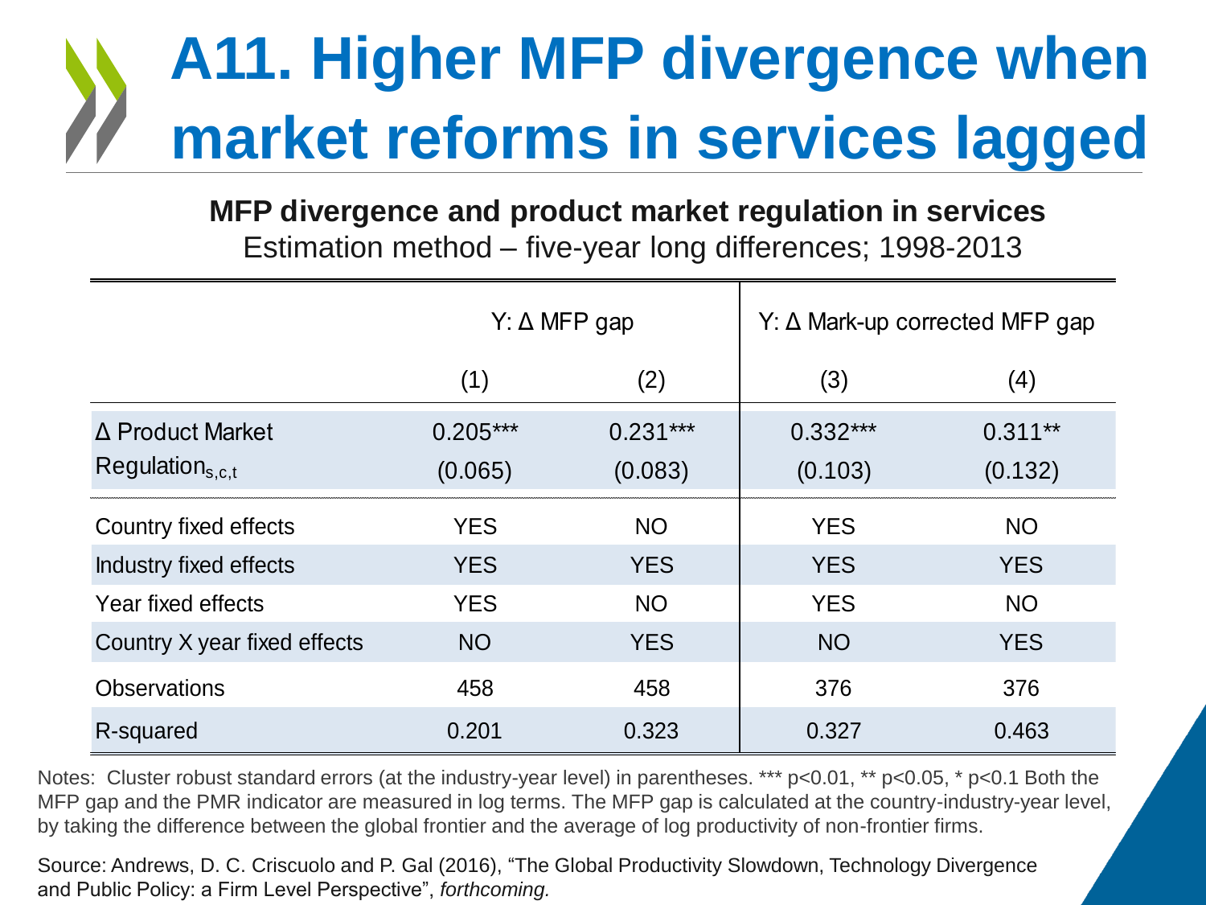# A11. Higher MFP divergence when market reforms in services lagged

**MFP divergence and product market regulation in services**

Estimation method – five-year long differences; 1998-2013

| | Y: Δ MFP gap | | Y: Δ Mark-up corrected MFP gap | |
|---|---|---|---|---|
| | (1) | (2) | (3) | (4) |
| Δ Product Market Regulation$_{s,c,t}$ | 0.205*** | 0.231*** | 0.332*** | 0.311** |
| | (0.065) | (0.083) | (0.103) | (0.132) |
| Country fixed effects | YES | NO | YES | NO |
| Industry fixed effects | YES | YES | YES | YES |
| Year fixed effects | YES | NO | YES | NO |
| Country X year fixed effects | NO | YES | NO | YES |
| Observations | 458 | 458 | 376 | 376 |
| R-squared | 0.201 | 0.323 | 0.327 | 0.463 |

Notes: Cluster robust standard errors (at the industry-year level) in parentheses. *** p<0.01, ** p<0.05, * p<0.1 Both the MFP gap and the PMR indicator are measured in log terms. The MFP gap is calculated at the country-industry-year level, by taking the difference between the global frontier and the average of log productivity of non-frontier firms.

Source: Andrews, D. C. Criscuolo and P. Gal (2016), "The Global Productivity Slowdown, Technology Divergence and Public Policy: a Firm Level Perspective", *forthcoming.*